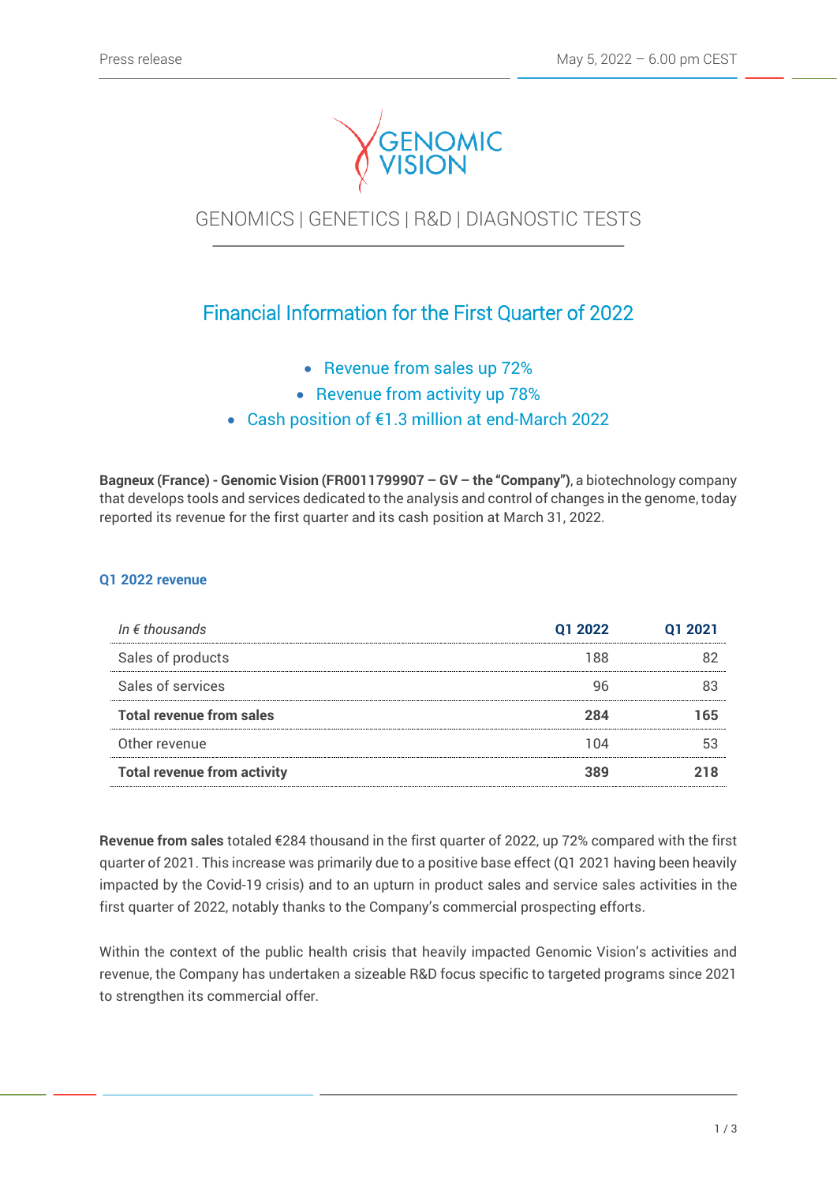Press release

May 5, 2022 – 6.00 pm CEST

GENOMIC VISION

GENOMICS | GENETICS | R&D | DIAGNOSTIC TESTS

# Financial Information for the First Quarter of 2022

- Revenue from sales up 72%
- Revenue from activity up 78%
- Cash position of €1.3 million at end-March 2022

**Bagneux (France) - Genomic Vision (FR0011799907 – GV – the "Company")**, a biotechnology company that develops tools and services dedicated to the analysis and control of changes in the genome, today reported its revenue for the first quarter and its cash position at March 31, 2022.

## Q1 2022 revenue

| *In € thousands* | Q1 2022 | Q1 2021 |
|---|---|---|
| Sales of products | 188 | 82 |
| Sales of services | 96 | 83 |
| **Total revenue from sales** | **284** | **165** |
| Other revenue | 104 | 53 |
| **Total revenue from activity** | **389** | **218** |

**Revenue from sales** totaled €284 thousand in the first quarter of 2022, up 72% compared with the first quarter of 2021. This increase was primarily due to a positive base effect (Q1 2021 having been heavily impacted by the Covid-19 crisis) and to an upturn in product sales and service sales activities in the first quarter of 2022, notably thanks to the Company's commercial prospecting efforts.

Within the context of the public health crisis that heavily impacted Genomic Vision's activities and revenue, the Company has undertaken a sizeable R&D focus specific to targeted programs since 2021 to strengthen its commercial offer.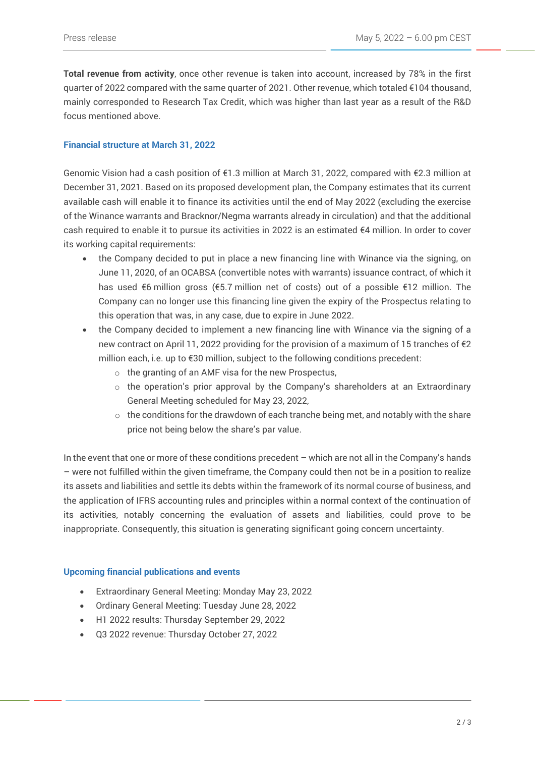**Total revenue from activity**, once other revenue is taken into account, increased by 78% in the first quarter of 2022 compared with the same quarter of 2021. Other revenue, which totaled €104 thousand, mainly corresponded to Research Tax Credit, which was higher than last year as a result of the R&D focus mentioned above.

## Financial structure at March 31, 2022

Genomic Vision had a cash position of €1.3 million at March 31, 2022, compared with €2.3 million at December 31, 2021. Based on its proposed development plan, the Company estimates that its current available cash will enable it to finance its activities until the end of May 2022 (excluding the exercise of the Winance warrants and Bracknor/Negma warrants already in circulation) and that the additional cash required to enable it to pursue its activities in 2022 is an estimated €4 million. In order to cover its working capital requirements:

- the Company decided to put in place a new financing line with Winance via the signing, on June 11, 2020, of an OCABSA (convertible notes with warrants) issuance contract, of which it has used €6 million gross (€5.7 million net of costs) out of a possible €12 million. The Company can no longer use this financing line given the expiry of the Prospectus relating to this operation that was, in any case, due to expire in June 2022.
- the Company decided to implement a new financing line with Winance via the signing of a new contract on April 11, 2022 providing for the provision of a maximum of 15 tranches of €2 million each, i.e. up to €30 million, subject to the following conditions precedent:
  - the granting of an AMF visa for the new Prospectus,
  - the operation's prior approval by the Company's shareholders at an Extraordinary General Meeting scheduled for May 23, 2022,
  - the conditions for the drawdown of each tranche being met, and notably with the share price not being below the share's par value.

In the event that one or more of these conditions precedent – which are not all in the Company's hands – were not fulfilled within the given timeframe, the Company could then not be in a position to realize its assets and liabilities and settle its debts within the framework of its normal course of business, and the application of IFRS accounting rules and principles within a normal context of the continuation of its activities, notably concerning the evaluation of assets and liabilities, could prove to be inappropriate. Consequently, this situation is generating significant going concern uncertainty.

## Upcoming financial publications and events

- Extraordinary General Meeting: Monday May 23, 2022
- Ordinary General Meeting: Tuesday June 28, 2022
- H1 2022 results: Thursday September 29, 2022
- Q3 2022 revenue: Thursday October 27, 2022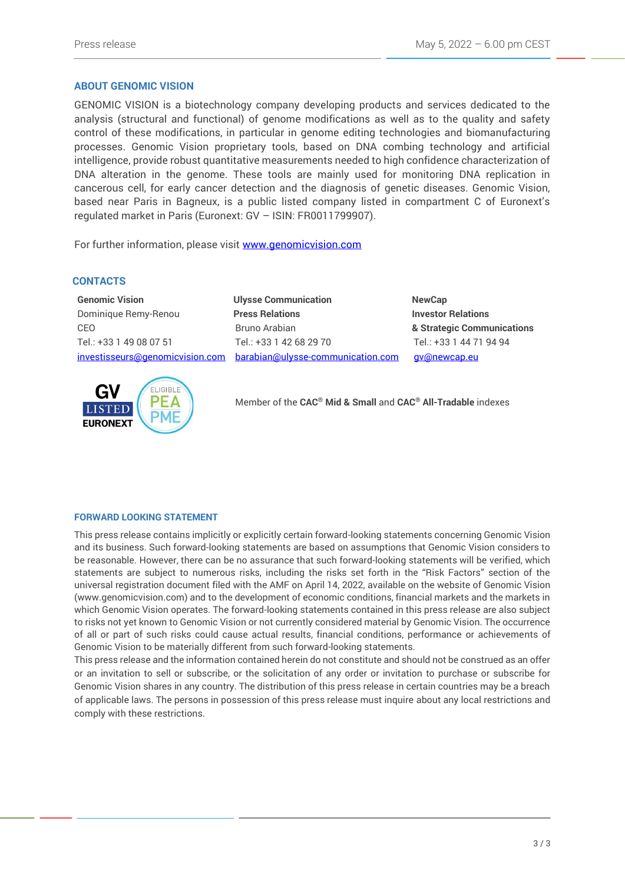## ABOUT GENOMIC VISION

GENOMIC VISION is a biotechnology company developing products and services dedicated to the analysis (structural and functional) of genome modifications as well as to the quality and safety control of these modifications, in particular in genome editing technologies and biomanufacturing processes. Genomic Vision proprietary tools, based on DNA combing technology and artificial intelligence, provide robust quantitative measurements needed to high confidence characterization of DNA alteration in the genome. These tools are mainly used for monitoring DNA replication in cancerous cell, for early cancer detection and the diagnosis of genetic diseases. Genomic Vision, based near Paris in Bagneux, is a public listed company listed in compartment C of Euronext's regulated market in Paris (Euronext: GV – ISIN: FR0011799907).

For further information, please visit [www.genomicvision.com](http://www.genomicvision.com)

## CONTACTS

| | | |
|---|---|---|
| **Genomic Vision** | **Ulysse Communication** | **NewCap** |
| Dominique Remy-Renou | **Press Relations** | **Investor Relations** |
| CEO | Bruno Arabian | **& Strategic Communications** |
| Tel.: +33 1 49 08 07 51 | Tel.: +33 1 42 68 29 70 | Tel.: +33 1 44 71 94 94 |
| investisseurs@genomicvision.com | barabian@ulysse-communication.com | gv@newcap.eu |

GV LISTED EURONEXT — ELIGIBLE PEA PME

Member of the **CAC® Mid & Small** and **CAC® All-Tradable** indexes

### FORWARD LOOKING STATEMENT

This press release contains implicitly or explicitly certain forward-looking statements concerning Genomic Vision and its business. Such forward-looking statements are based on assumptions that Genomic Vision considers to be reasonable. However, there can be no assurance that such forward-looking statements will be verified, which statements are subject to numerous risks, including the risks set forth in the "Risk Factors" section of the universal registration document filed with the AMF on April 14, 2022, available on the website of Genomic Vision (www.genomicvision.com) and to the development of economic conditions, financial markets and the markets in which Genomic Vision operates. The forward-looking statements contained in this press release are also subject to risks not yet known to Genomic Vision or not currently considered material by Genomic Vision. The occurrence of all or part of such risks could cause actual results, financial conditions, performance or achievements of Genomic Vision to be materially different from such forward-looking statements.

This press release and the information contained herein do not constitute and should not be construed as an offer or an invitation to sell or subscribe, or the solicitation of any order or invitation to purchase or subscribe for Genomic Vision shares in any country. The distribution of this press release in certain countries may be a breach of applicable laws. The persons in possession of this press release must inquire about any local restrictions and comply with these restrictions.